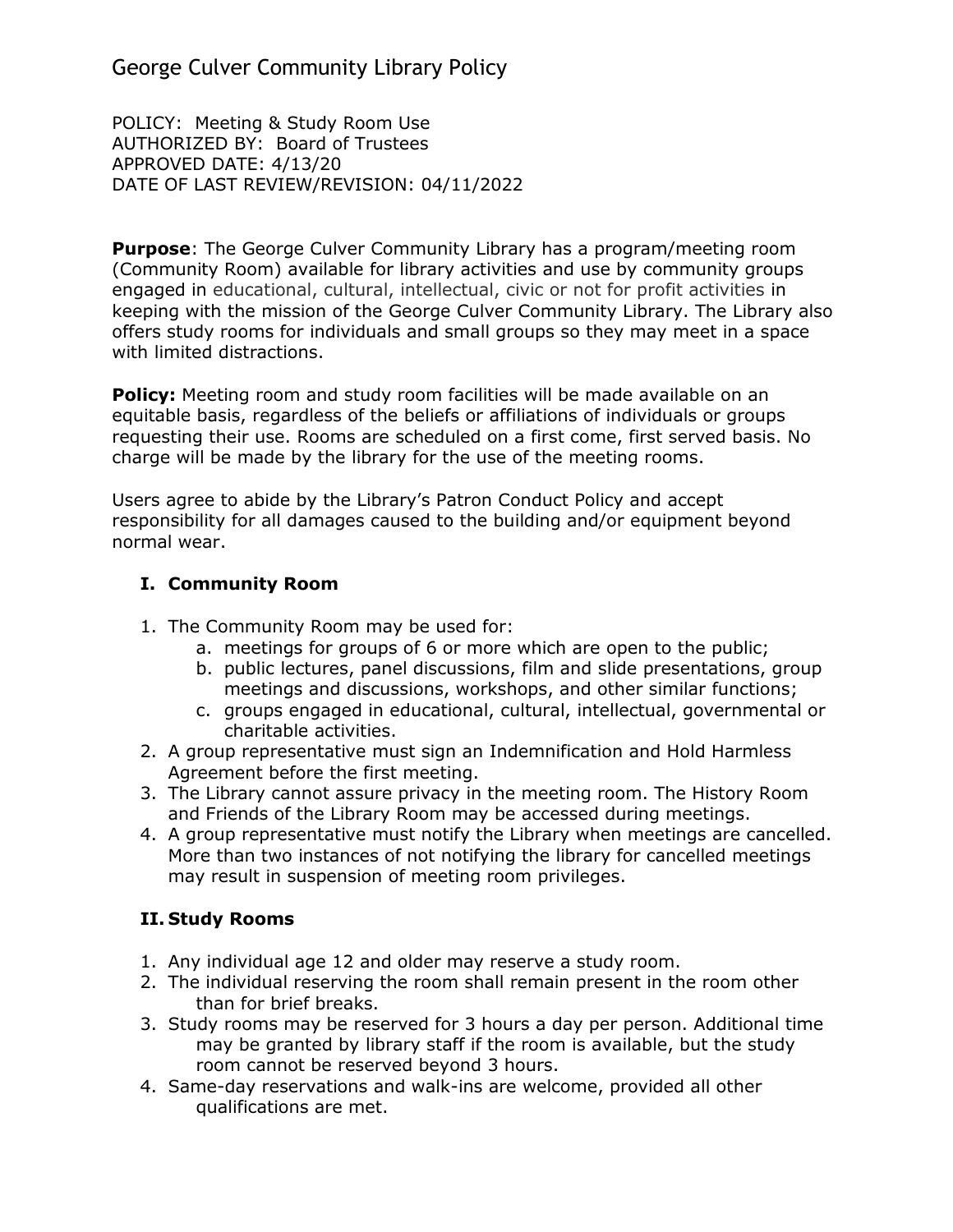# George Culver Community Library Policy

POLICY: Meeting & Study Room Use
AUTHORIZED BY: Board of Trustees
APPROVED DATE: 4/13/20
DATE OF LAST REVIEW/REVISION: 04/11/2022

**Purpose**: The George Culver Community Library has a program/meeting room (Community Room) available for library activities and use by community groups engaged in educational, cultural, intellectual, civic or not for profit activities in keeping with the mission of the George Culver Community Library. The Library also offers study rooms for individuals and small groups so they may meet in a space with limited distractions.

**Policy:** Meeting room and study room facilities will be made available on an equitable basis, regardless of the beliefs or affiliations of individuals or groups requesting their use. Rooms are scheduled on a first come, first served basis. No charge will be made by the library for the use of the meeting rooms.

Users agree to abide by the Library's Patron Conduct Policy and accept responsibility for all damages caused to the building and/or equipment beyond normal wear.

## I. Community Room

1. The Community Room may be used for:
   a. meetings for groups of 6 or more which are open to the public;
   b. public lectures, panel discussions, film and slide presentations, group meetings and discussions, workshops, and other similar functions;
   c. groups engaged in educational, cultural, intellectual, governmental or charitable activities.
2. A group representative must sign an Indemnification and Hold Harmless Agreement before the first meeting.
3. The Library cannot assure privacy in the meeting room. The History Room and Friends of the Library Room may be accessed during meetings.
4. A group representative must notify the Library when meetings are cancelled. More than two instances of not notifying the library for cancelled meetings may result in suspension of meeting room privileges.

## II. Study Rooms

1. Any individual age 12 and older may reserve a study room.
2. The individual reserving the room shall remain present in the room other than for brief breaks.
3. Study rooms may be reserved for 3 hours a day per person. Additional time may be granted by library staff if the room is available, but the study room cannot be reserved beyond 3 hours.
4. Same-day reservations and walk-ins are welcome, provided all other qualifications are met.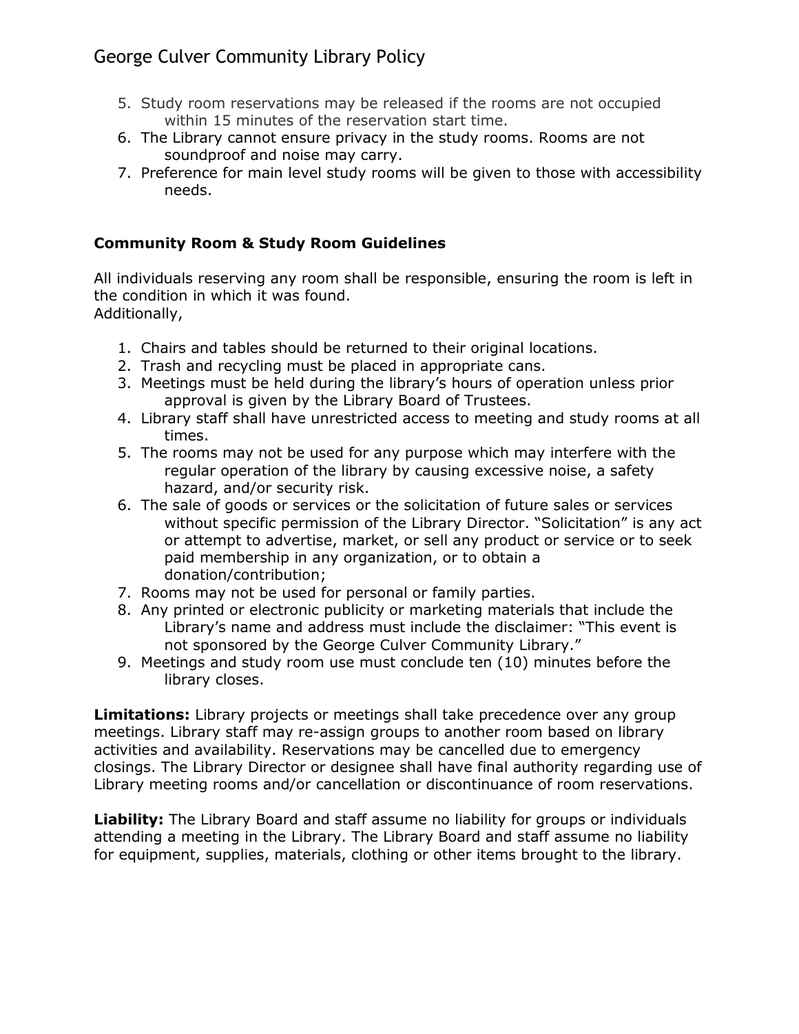5. Study room reservations may be released if the rooms are not occupied within 15 minutes of the reservation start time.
6. The Library cannot ensure privacy in the study rooms. Rooms are not soundproof and noise may carry.
7. Preference for main level study rooms will be given to those with accessibility needs.

### Community Room & Study Room Guidelines

All individuals reserving any room shall be responsible, ensuring the room is left in the condition in which it was found.
Additionally,

1. Chairs and tables should be returned to their original locations.
2. Trash and recycling must be placed in appropriate cans.
3. Meetings must be held during the library's hours of operation unless prior approval is given by the Library Board of Trustees.
4. Library staff shall have unrestricted access to meeting and study rooms at all times.
5. The rooms may not be used for any purpose which may interfere with the regular operation of the library by causing excessive noise, a safety hazard, and/or security risk.
6. The sale of goods or services or the solicitation of future sales or services without specific permission of the Library Director. "Solicitation" is any act or attempt to advertise, market, or sell any product or service or to seek paid membership in any organization, or to obtain a donation/contribution;
7. Rooms may not be used for personal or family parties.
8. Any printed or electronic publicity or marketing materials that include the Library's name and address must include the disclaimer: "This event is not sponsored by the George Culver Community Library."
9. Meetings and study room use must conclude ten (10) minutes before the library closes.

**Limitations:** Library projects or meetings shall take precedence over any group meetings. Library staff may re-assign groups to another room based on library activities and availability. Reservations may be cancelled due to emergency closings. The Library Director or designee shall have final authority regarding use of Library meeting rooms and/or cancellation or discontinuance of room reservations.

**Liability:** The Library Board and staff assume no liability for groups or individuals attending a meeting in the Library. The Library Board and staff assume no liability for equipment, supplies, materials, clothing or other items brought to the library.